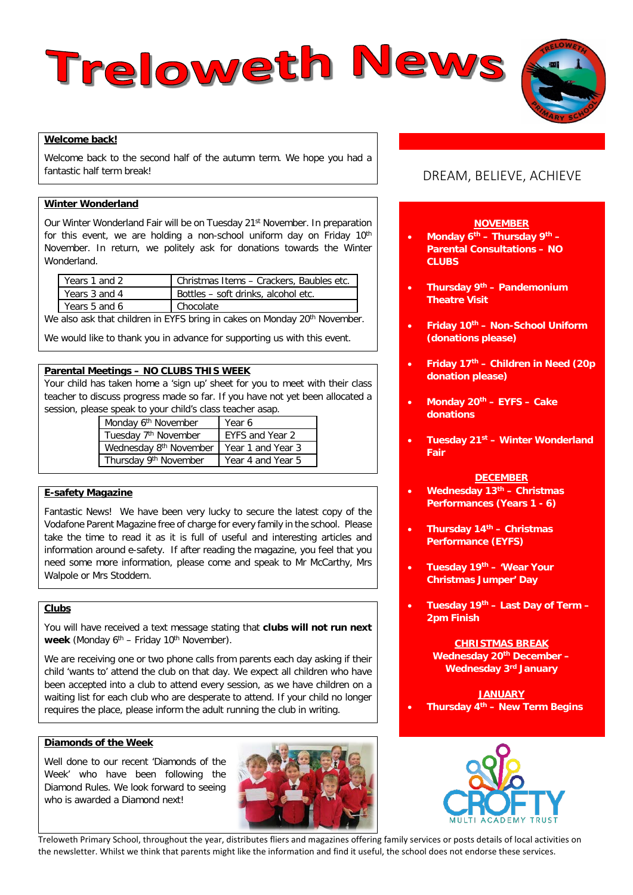# Treloweth News

## Welcome back!

Welcome back to the second half of the autumn term. We hope you had a fantastic half term break!

## Winter Wonderland

Our Winter Wonderland Fair will be on Tuesday 21st November. In preparation for this event, we are holding a non-school uniform day on Friday 10th November. In return, we politely ask for donations towards the Winter Wonderland.

| Years 1 and 2 | Christmas Items – Crackers, Baubles etc. |
|---|---|
| Years 3 and 4 | Bottles – soft drinks, alcohol etc. |
| Years 5 and 6 | Chocolate |

We also ask that children in EYFS bring in cakes on Monday 20th November.

We would like to thank you in advance for supporting us with this event.

## Parental Meetings – NO CLUBS THIS WEEK

Your child has taken home a 'sign up' sheet for you to meet with their class teacher to discuss progress made so far. If you have not yet been allocated a session, please speak to your child's class teacher asap.

| Monday 6th November | Year 6 |
|---|---|
| Tuesday 7th November | EYFS and Year 2 |
| Wednesday 8th November | Year 1 and Year 3 |
| Thursday 9th November | Year 4 and Year 5 |

## E-safety Magazine

Fantastic News! We have been very lucky to secure the latest copy of the Vodafone Parent Magazine free of charge for every family in the school. Please take the time to read it as it is full of useful and interesting articles and information around e-safety. If after reading the magazine, you feel that you need some more information, please come and speak to Mr McCarthy, Mrs Walpole or Mrs Stoddern.

## Clubs

You will have received a text message stating that **clubs will not run next week** (Monday 6th – Friday 10th November).

We are receiving one or two phone calls from parents each day asking if their child 'wants to' attend the club on that day. We expect all children who have been accepted into a club to attend every session, as we have children on a waiting list for each club who are desperate to attend. If your child no longer requires the place, please inform the adult running the club in writing.

## Diamonds of the Week

Well done to our recent 'Diamonds of the Week' who have been following the Diamond Rules. We look forward to seeing who is awarded a Diamond next!

DREAM, BELIEVE, ACHIEVE

**NOVEMBER**

- **Monday 6th – Thursday 9th – Parental Consultations – NO CLUBS**
- **Thursday 9th – Pandemonium Theatre Visit**
- **Friday 10th – Non-School Uniform (donations please)**
- **Friday 17th – Children in Need (20p donation please)**
- **Monday 20th – EYFS – Cake donations**
- **Tuesday 21st – Winter Wonderland Fair**

**DECEMBER**

- **Wednesday 13th – Christmas Performances (Years 1 - 6)**
- **Thursday 14th – Christmas Performance (EYFS)**
- **Tuesday 19th – 'Wear Your Christmas Jumper' Day**
- **Tuesday 19th – Last Day of Term – 2pm Finish**

**CHRISTMAS BREAK**
**Wednesday 20th December – Wednesday 3rd January**

**JANUARY**

- **Thursday 4th – New Term Begins**

CROFTY MULTI ACADEMY TRUST

Treloweth Primary School, throughout the year, distributes fliers and magazines offering family services or posts details of local activities on the newsletter. Whilst we think that parents might like the information and find it useful, the school does not endorse these services.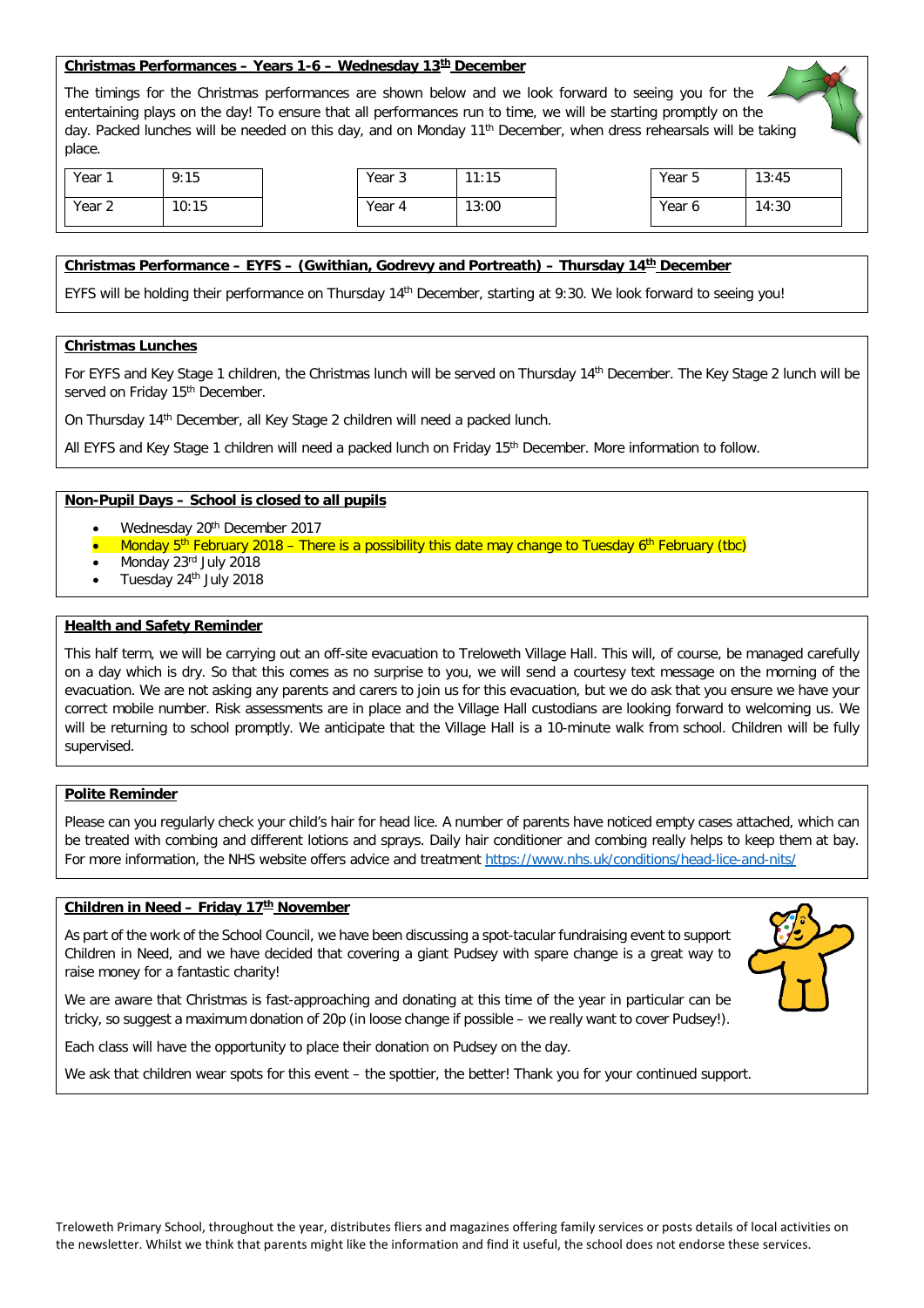**Christmas Performances – Years 1-6 – Wednesday 13th December**

The timings for the Christmas performances are shown below and we look forward to seeing you for the entertaining plays on the day! To ensure that all performances run to time, we will be starting promptly on the day. Packed lunches will be needed on this day, and on Monday 11th December, when dress rehearsals will be taking place.

| | | | | | |
|---|---|---|---|---|---|
| Year 1 | 9:15 | Year 3 | 11:15 | Year 5 | 13:45 |
| Year 2 | 10:15 | Year 4 | 13:00 | Year 6 | 14:30 |

**Christmas Performance – EYFS – (Gwithian, Godrevy and Portreath) – Thursday 14th December**

EYFS will be holding their performance on Thursday 14th December, starting at 9:30. We look forward to seeing you!

**Christmas Lunches**

For EYFS and Key Stage 1 children, the Christmas lunch will be served on Thursday 14th December. The Key Stage 2 lunch will be served on Friday 15th December.

On Thursday 14th December, all Key Stage 2 children will need a packed lunch.

All EYFS and Key Stage 1 children will need a packed lunch on Friday 15th December. More information to follow.

**Non-Pupil Days – School is closed to all pupils**

- Wednesday 20th December 2017
- Monday 5th February 2018 – There is a possibility this date may change to Tuesday 6th February (tbc)
- Monday 23rd July 2018
- Tuesday 24th July 2018

**Health and Safety Reminder**

This half term, we will be carrying out an off-site evacuation to Treloweth Village Hall. This will, of course, be managed carefully on a day which is dry. So that this comes as no surprise to you, we will send a courtesy text message on the morning of the evacuation. We are not asking any parents and carers to join us for this evacuation, but we do ask that you ensure we have your correct mobile number. Risk assessments are in place and the Village Hall custodians are looking forward to welcoming us. We will be returning to school promptly. We anticipate that the Village Hall is a 10-minute walk from school. Children will be fully supervised.

**Polite Reminder**

Please can you regularly check your child's hair for head lice. A number of parents have noticed empty cases attached, which can be treated with combing and different lotions and sprays. Daily hair conditioner and combing really helps to keep them at bay. For more information, the NHS website offers advice and treatment https://www.nhs.uk/conditions/head-lice-and-nits/

**Children in Need – Friday 17th November**

As part of the work of the School Council, we have been discussing a spot-tacular fundraising event to support Children in Need, and we have decided that covering a giant Pudsey with spare change is a great way to raise money for a fantastic charity!

We are aware that Christmas is fast-approaching and donating at this time of the year in particular can be tricky, so suggest a maximum donation of 20p (in loose change if possible – we really want to cover Pudsey!).

Each class will have the opportunity to place their donation on Pudsey on the day.

We ask that children wear spots for this event – the spottier, the better! Thank you for your continued support.

Treloweth Primary School, throughout the year, distributes fliers and magazines offering family services or posts details of local activities on the newsletter. Whilst we think that parents might like the information and find it useful, the school does not endorse these services.